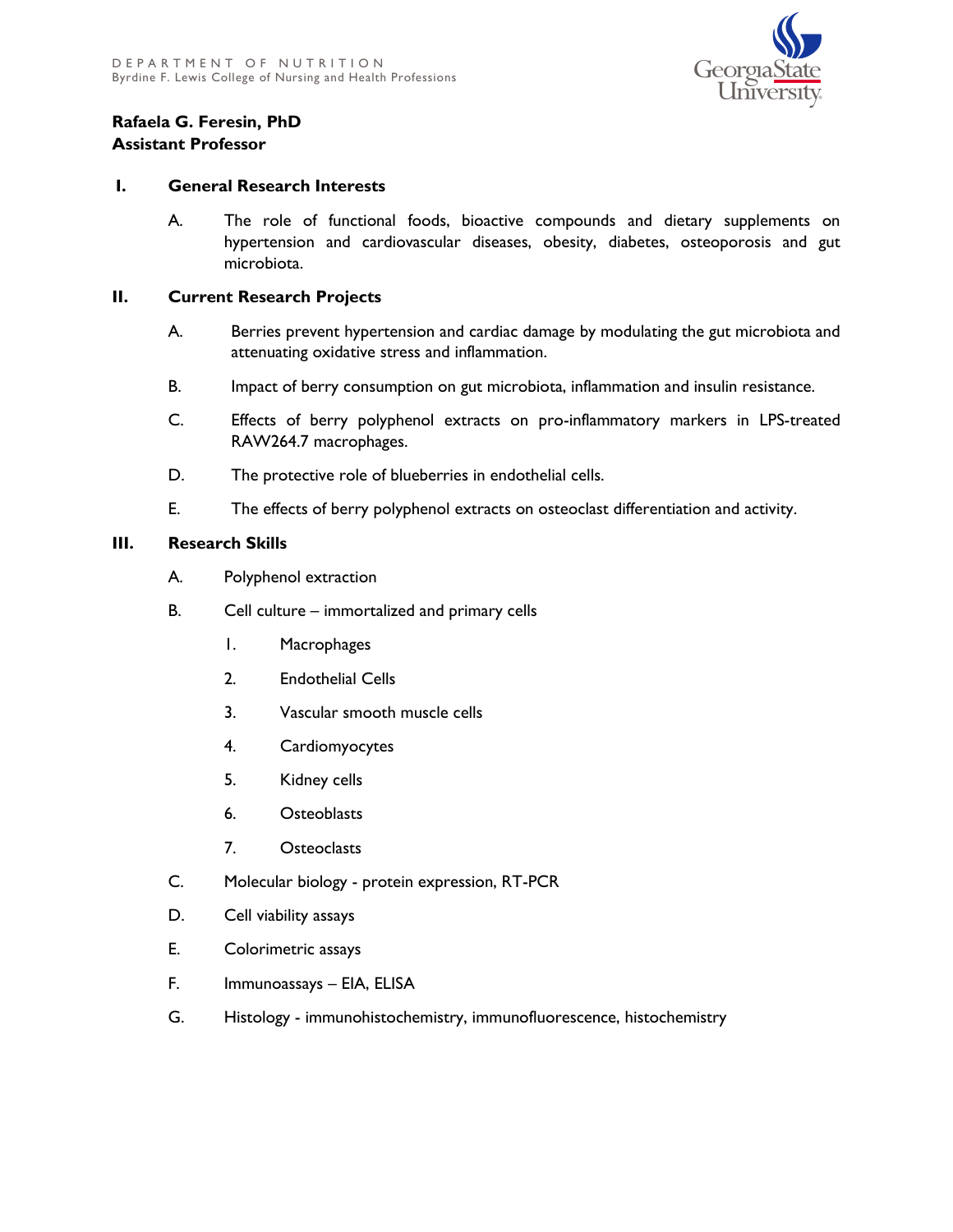DEPARTMENT OF NUTRITION
Byrdine F. Lewis College of Nursing and Health Professions

**Rafaela G. Feresin, PhD**
**Assistant Professor**

## I. General Research Interests

A. The role of functional foods, bioactive compounds and dietary supplements on hypertension and cardiovascular diseases, obesity, diabetes, osteoporosis and gut microbiota.

## II. Current Research Projects

A. Berries prevent hypertension and cardiac damage by modulating the gut microbiota and attenuating oxidative stress and inflammation.

B. Impact of berry consumption on gut microbiota, inflammation and insulin resistance.

C. Effects of berry polyphenol extracts on pro-inflammatory markers in LPS-treated RAW264.7 macrophages.

D. The protective role of blueberries in endothelial cells.

E. The effects of berry polyphenol extracts on osteoclast differentiation and activity.

## III. Research Skills

A. Polyphenol extraction

B. Cell culture – immortalized and primary cells

1. Macrophages
2. Endothelial Cells
3. Vascular smooth muscle cells
4. Cardiomyocytes
5. Kidney cells
6. Osteoblasts
7. Osteoclasts

C. Molecular biology - protein expression, RT-PCR

D. Cell viability assays

E. Colorimetric assays

F. Immunoassays – EIA, ELISA

G. Histology - immunohistochemistry, immunofluorescence, histochemistry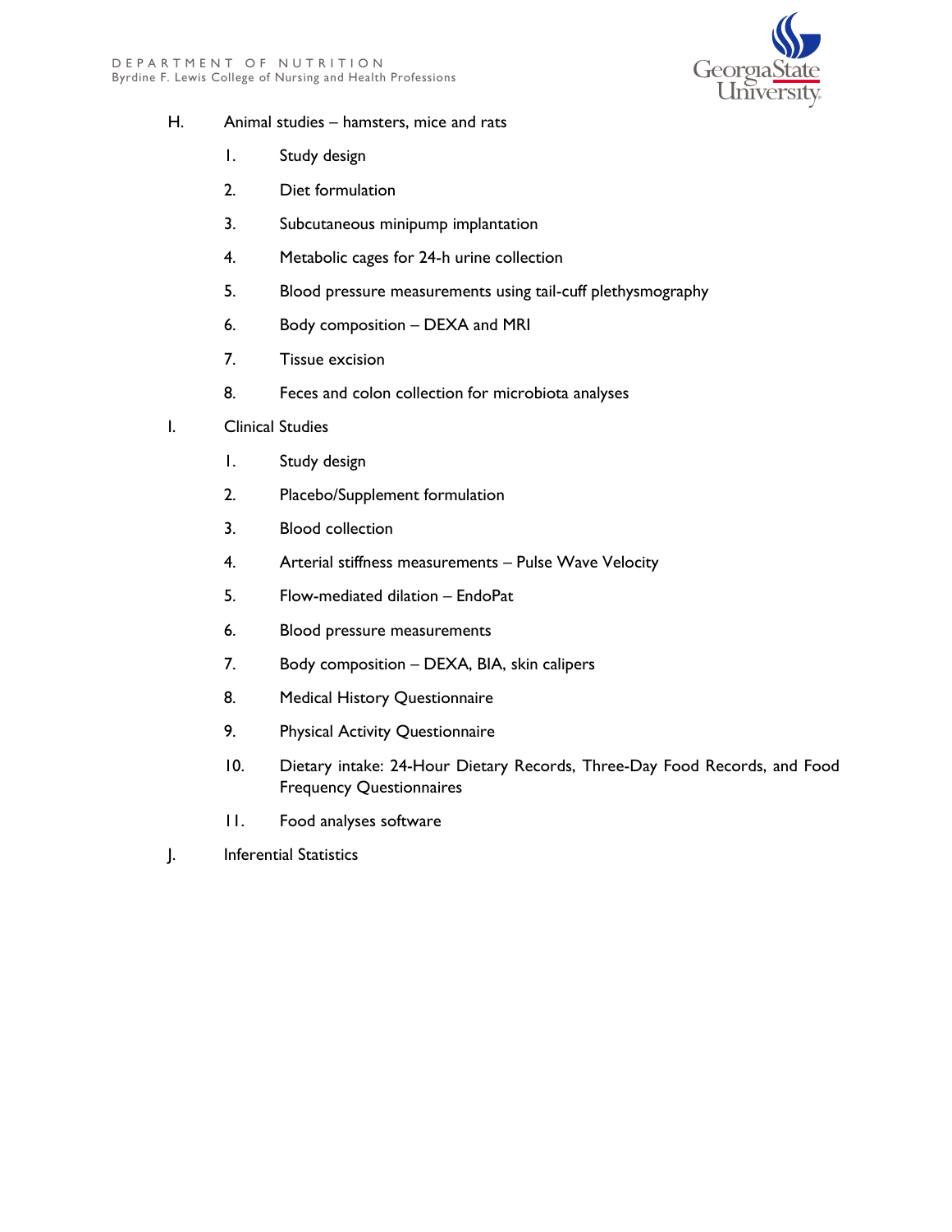H. Animal studies – hamsters, mice and rats

1. Study design
2. Diet formulation
3. Subcutaneous minipump implantation
4. Metabolic cages for 24-h urine collection
5. Blood pressure measurements using tail-cuff plethysmography
6. Body composition – DEXA and MRI
7. Tissue excision
8. Feces and colon collection for microbiota analyses

I. Clinical Studies

1. Study design
2. Placebo/Supplement formulation
3. Blood collection
4. Arterial stiffness measurements – Pulse Wave Velocity
5. Flow-mediated dilation – EndoPat
6. Blood pressure measurements
7. Body composition – DEXA, BIA, skin calipers
8. Medical History Questionnaire
9. Physical Activity Questionnaire
10. Dietary intake: 24-Hour Dietary Records, Three-Day Food Records, and Food Frequency Questionnaires
11. Food analyses software

J. Inferential Statistics